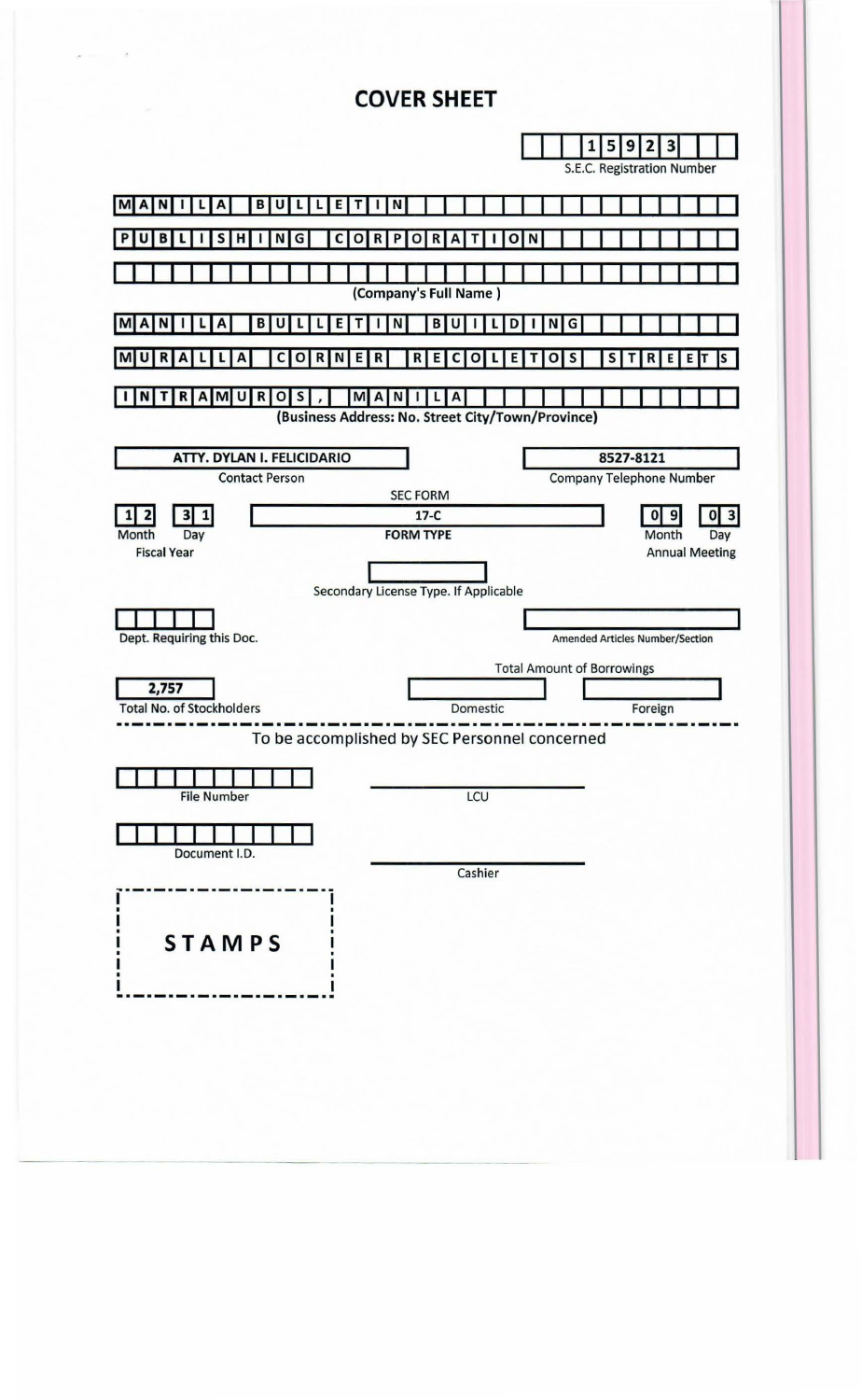# COVER SHEET

**15923**
S.E.C. Registration Number

**MANILA BULLETIN PUBLISHING CORPORATION**

**(Company's Full Name )**

**MANILA BULLETIN BUILDING MURALLA CORNER RECOLETOS STREETS INTRAMUROS, MANILA**

**(Business Address: No. Street City/Town/Province)**

| Contact Person | Company Telephone Number |
|---|---|
| ATTY. DYLAN I. FELICIDARIO | 8527-8121 |

| Fiscal Year (Month / Day) | SEC FORM – FORM TYPE | Annual Meeting (Month / Day) |
|---|---|---|
| 12 / 31 | 17-C | 09 / 03 |

Secondary License Type. If Applicable:

Dept. Requiring this Doc.:

Amended Articles Number/Section:

Total Amount of Borrowings

| Total No. of Stockholders | Domestic | Foreign |
|---|---|---|
| 2,757 | | |

To be accomplished by SEC Personnel concerned

File Number:

LCU:

Document I.D.:

Cashier:

**STAMPS**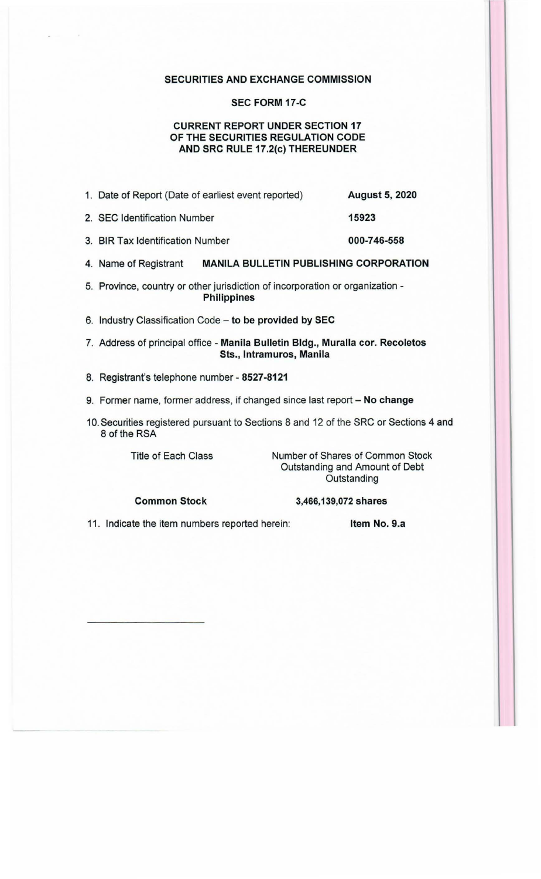**SECURITIES AND EXCHANGE COMMISSION**

**SEC FORM 17-C**

**CURRENT REPORT UNDER SECTION 17
OF THE SECURITIES REGULATION CODE
AND SRC RULE 17.2(c) THEREUNDER**

1. Date of Report (Date of earliest event reported) **August 5, 2020**
2. SEC Identification Number **15923**
3. BIR Tax Identification Number **000-746-558**
4. Name of Registrant **MANILA BULLETIN PUBLISHING CORPORATION**
5. Province, country or other jurisdiction of incorporation or organization - **Philippines**
6. Industry Classification Code – **to be provided by SEC**
7. Address of principal office - **Manila Bulletin Bldg., Muralla cor. Recoletos Sts., Intramuros, Manila**
8. Registrant's telephone number - **8527-8121**
9. Former name, former address, if changed since last report – **No change**
10. Securities registered pursuant to Sections 8 and 12 of the SRC or Sections 4 and 8 of the RSA

| Title of Each Class | Number of Shares of Common Stock Outstanding and Amount of Debt Outstanding |
|---|---|
| **Common Stock** | **3,466,139,072 shares** |

11. Indicate the item numbers reported herein: **Item No. 9.a**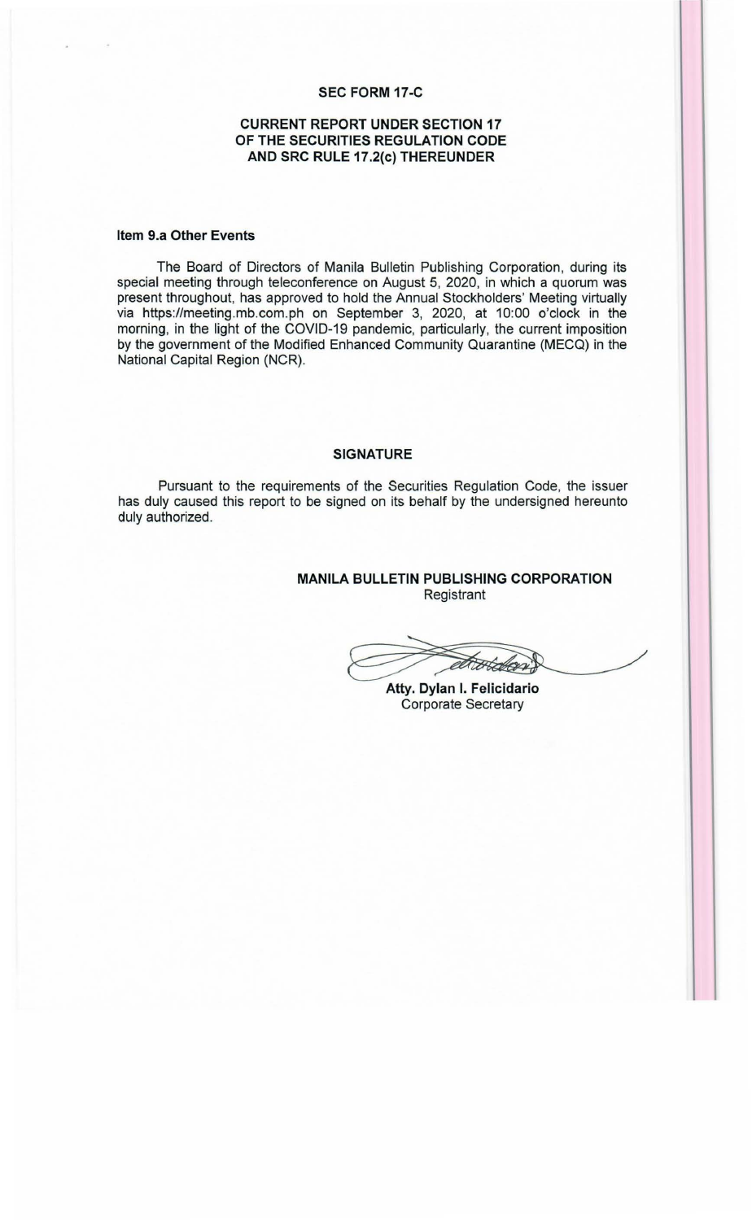**SEC FORM 17-C**

**CURRENT REPORT UNDER SECTION 17 OF THE SECURITIES REGULATION CODE AND SRC RULE 17.2(c) THEREUNDER**

**Item 9.a Other Events**

The Board of Directors of Manila Bulletin Publishing Corporation, during its special meeting through teleconference on August 5, 2020, in which a quorum was present throughout, has approved to hold the Annual Stockholders' Meeting virtually via https://meeting.mb.com.ph on September 3, 2020, at 10:00 o'clock in the morning, in the light of the COVID-19 pandemic, particularly, the current imposition by the government of the Modified Enhanced Community Quarantine (MECQ) in the National Capital Region (NCR).

**SIGNATURE**

Pursuant to the requirements of the Securities Regulation Code, the issuer has duly caused this report to be signed on its behalf by the undersigned hereunto duly authorized.

**MANILA BULLETIN PUBLISHING CORPORATION**
Registrant

**Atty. Dylan I. Felicidario**
Corporate Secretary